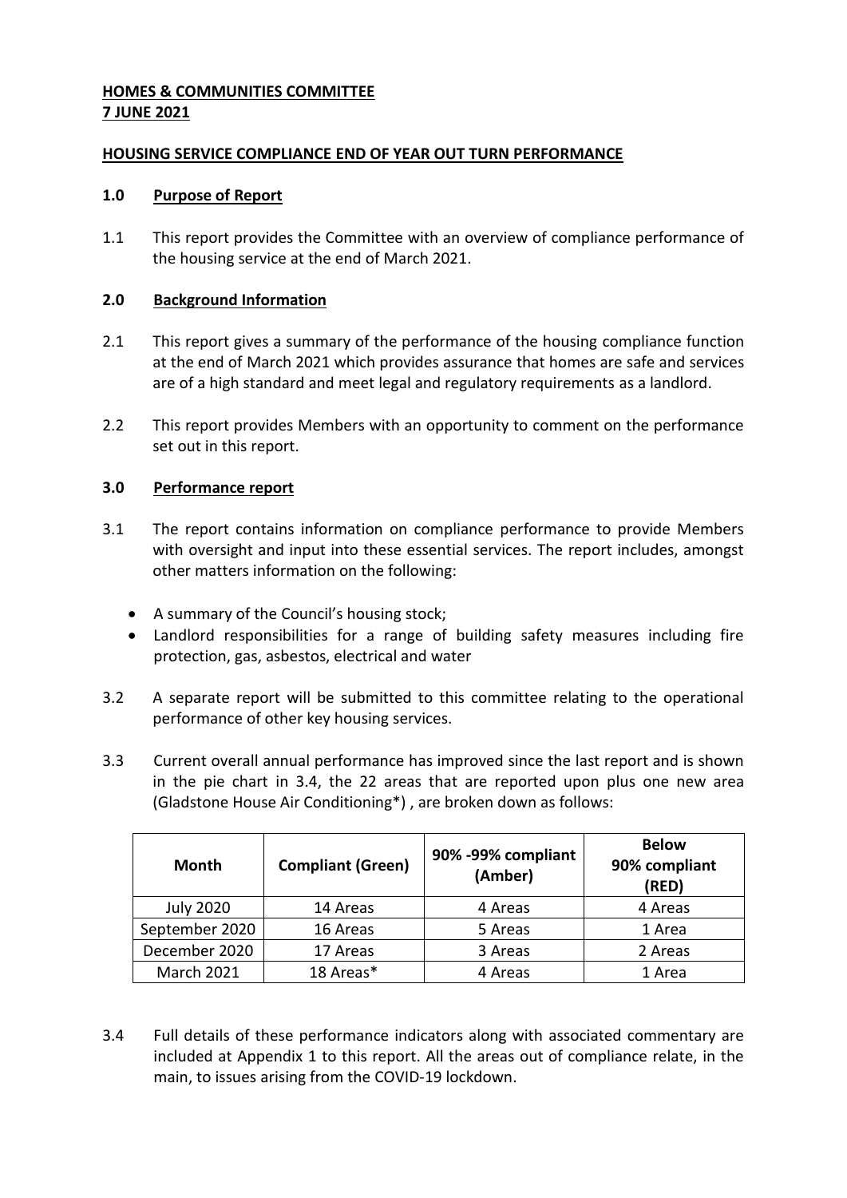**HOMES & COMMUNITIES COMMITTEE**
**7 JUNE 2021**

**HOUSING SERVICE COMPLIANCE END OF YEAR OUT TURN PERFORMANCE**

## 1.0 Purpose of Report

1.1 This report provides the Committee with an overview of compliance performance of the housing service at the end of March 2021.

## 2.0 Background Information

2.1 This report gives a summary of the performance of the housing compliance function at the end of March 2021 which provides assurance that homes are safe and services are of a high standard and meet legal and regulatory requirements as a landlord.

2.2 This report provides Members with an opportunity to comment on the performance set out in this report.

## 3.0 Performance report

3.1 The report contains information on compliance performance to provide Members with oversight and input into these essential services. The report includes, amongst other matters information on the following:

- A summary of the Council's housing stock;
- Landlord responsibilities for a range of building safety measures including fire protection, gas, asbestos, electrical and water

3.2 A separate report will be submitted to this committee relating to the operational performance of other key housing services.

3.3 Current overall annual performance has improved since the last report and is shown in the pie chart in 3.4, the 22 areas that are reported upon plus one new area (Gladstone House Air Conditioning*) , are broken down as follows:

| Month | Compliant (Green) | 90% -99% compliant (Amber) | Below 90% compliant (RED) |
|---|---|---|---|
| July 2020 | 14 Areas | 4 Areas | 4 Areas |
| September 2020 | 16 Areas | 5 Areas | 1 Area |
| December 2020 | 17 Areas | 3 Areas | 2 Areas |
| March 2021 | 18 Areas* | 4 Areas | 1 Area |

3.4 Full details of these performance indicators along with associated commentary are included at Appendix 1 to this report. All the areas out of compliance relate, in the main, to issues arising from the COVID-19 lockdown.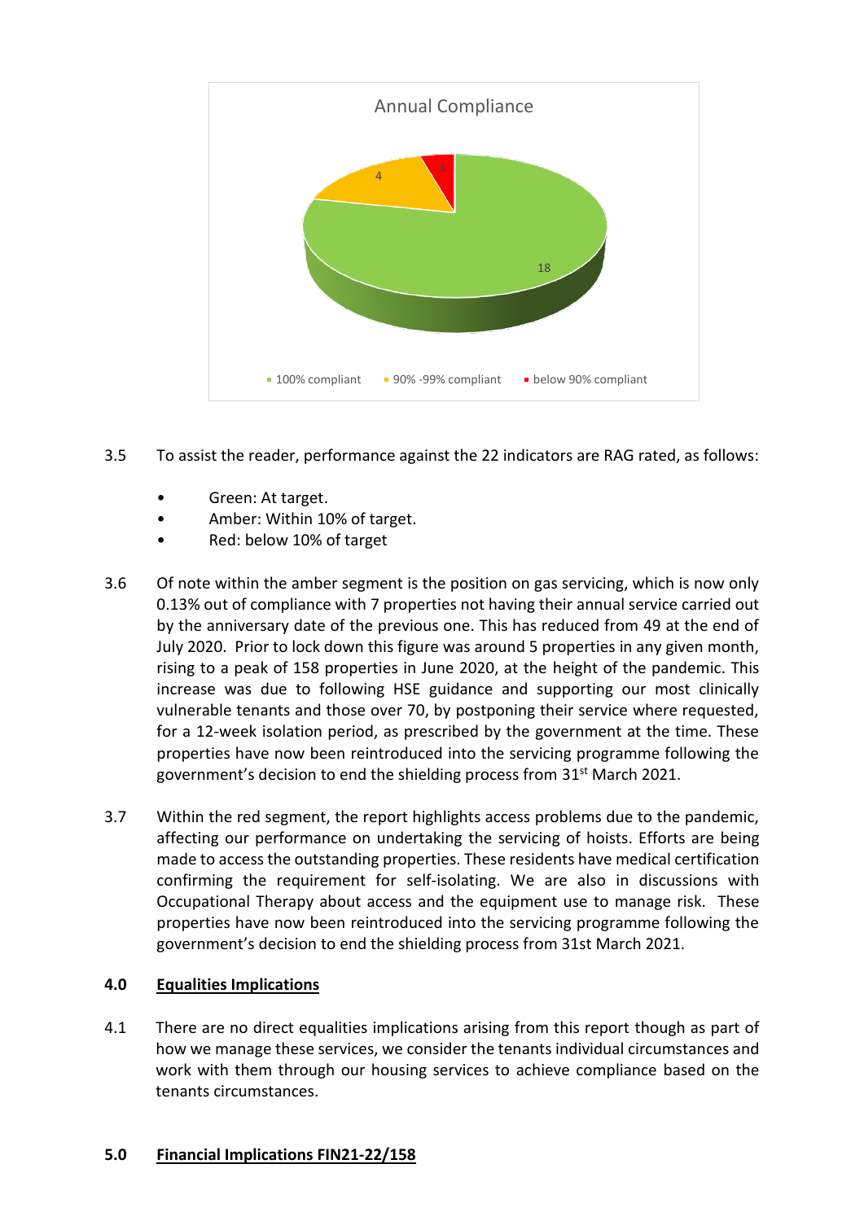Annual Compliance

- 100% compliant: 18
- 90% -99% compliant: 4
- below 90% compliant: 1

3.5 To assist the reader, performance against the 22 indicators are RAG rated, as follows:

- Green: At target.
- Amber: Within 10% of target.
- Red: below 10% of target

3.6 Of note within the amber segment is the position on gas servicing, which is now only 0.13% out of compliance with 7 properties not having their annual service carried out by the anniversary date of the previous one. This has reduced from 49 at the end of July 2020. Prior to lock down this figure was around 5 properties in any given month, rising to a peak of 158 properties in June 2020, at the height of the pandemic. This increase was due to following HSE guidance and supporting our most clinically vulnerable tenants and those over 70, by postponing their service where requested, for a 12-week isolation period, as prescribed by the government at the time. These properties have now been reintroduced into the servicing programme following the government's decision to end the shielding process from 31st March 2021.

3.7 Within the red segment, the report highlights access problems due to the pandemic, affecting our performance on undertaking the servicing of hoists. Efforts are being made to access the outstanding properties. These residents have medical certification confirming the requirement for self-isolating. We are also in discussions with Occupational Therapy about access and the equipment use to manage risk. These properties have now been reintroduced into the servicing programme following the government's decision to end the shielding process from 31st March 2021.

## 4.0 Equalities Implications

4.1 There are no direct equalities implications arising from this report though as part of how we manage these services, we consider the tenants individual circumstances and work with them through our housing services to achieve compliance based on the tenants circumstances.

## 5.0 Financial Implications FIN21-22/158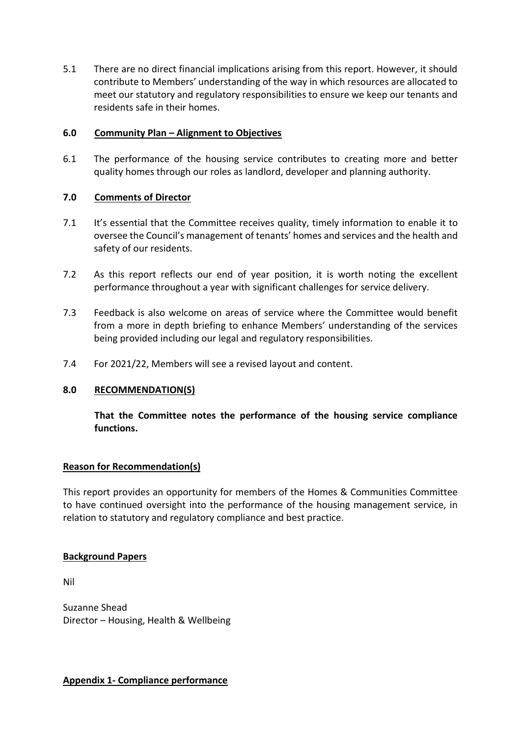5.1 There are no direct financial implications arising from this report. However, it should contribute to Members' understanding of the way in which resources are allocated to meet our statutory and regulatory responsibilities to ensure we keep our tenants and residents safe in their homes.

## 6.0 Community Plan – Alignment to Objectives

6.1 The performance of the housing service contributes to creating more and better quality homes through our roles as landlord, developer and planning authority.

## 7.0 Comments of Director

7.1 It's essential that the Committee receives quality, timely information to enable it to oversee the Council's management of tenants' homes and services and the health and safety of our residents.

7.2 As this report reflects our end of year position, it is worth noting the excellent performance throughout a year with significant challenges for service delivery.

7.3 Feedback is also welcome on areas of service where the Committee would benefit from a more in depth briefing to enhance Members' understanding of the services being provided including our legal and regulatory responsibilities.

7.4 For 2021/22, Members will see a revised layout and content.

## 8.0 RECOMMENDATION(S)

**That the Committee notes the performance of the housing service compliance functions.**

**Reason for Recommendation(s)**

This report provides an opportunity for members of the Homes & Communities Committee to have continued oversight into the performance of the housing management service, in relation to statutory and regulatory compliance and best practice.

**Background Papers**

Nil

Suzanne Shead
Director – Housing, Health & Wellbeing

**Appendix 1- Compliance performance**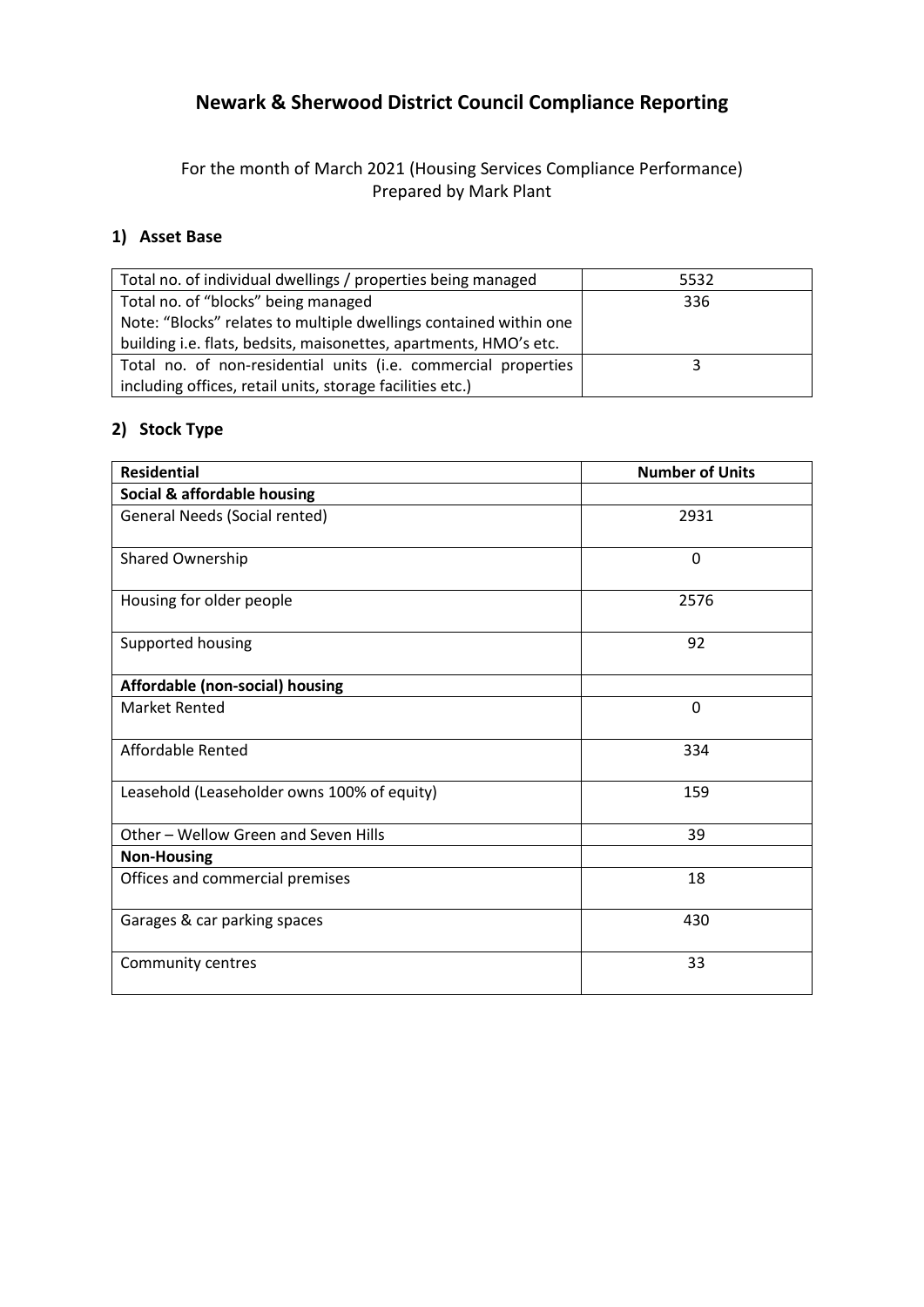# Newark & Sherwood District Council Compliance Reporting

For the month of March 2021 (Housing Services Compliance Performance)
Prepared by Mark Plant

## 1) Asset Base

| | |
|---|---|
| Total no. of individual dwellings / properties being managed | 5532 |
| Total no. of "blocks" being managed<br>Note: "Blocks" relates to multiple dwellings contained within one building i.e. flats, bedsits, maisonettes, apartments, HMO's etc. | 336 |
| Total no. of non-residential units (i.e. commercial properties including offices, retail units, storage facilities etc.) | 3 |

## 2) Stock Type

| Residential | Number of Units |
|---|---|
| **Social & affordable housing** | |
| General Needs (Social rented) | 2931 |
| Shared Ownership | 0 |
| Housing for older people | 2576 |
| Supported housing | 92 |
| **Affordable (non-social) housing** | |
| Market Rented | 0 |
| Affordable Rented | 334 |
| Leasehold (Leaseholder owns 100% of equity) | 159 |
| Other – Wellow Green and Seven Hills | 39 |
| **Non-Housing** | |
| Offices and commercial premises | 18 |
| Garages & car parking spaces | 430 |
| Community centres | 33 |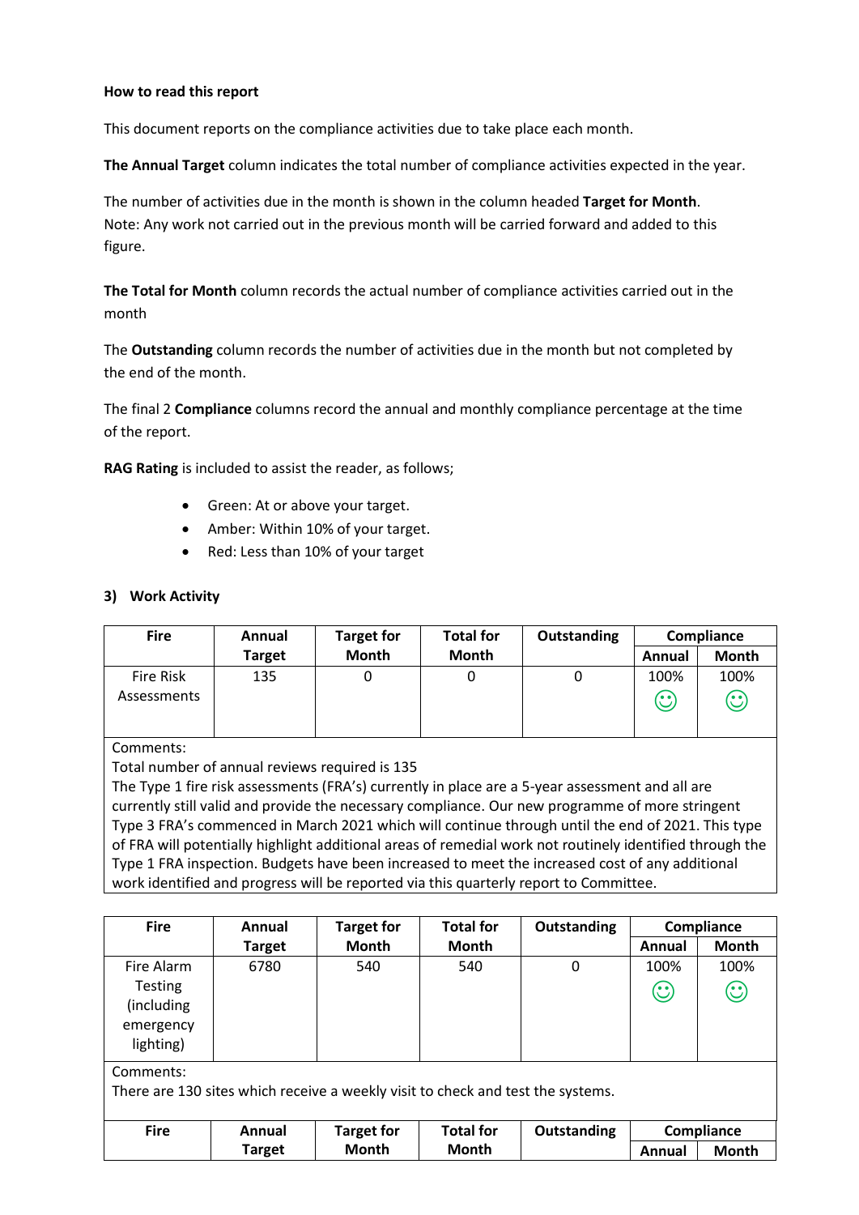**How to read this report**

This document reports on the compliance activities due to take place each month.

**The Annual Target** column indicates the total number of compliance activities expected in the year.

The number of activities due in the month is shown in the column headed **Target for Month**. Note: Any work not carried out in the previous month will be carried forward and added to this figure.

**The Total for Month** column records the actual number of compliance activities carried out in the month

The **Outstanding** column records the number of activities due in the month but not completed by the end of the month.

The final 2 **Compliance** columns record the annual and monthly compliance percentage at the time of the report.

**RAG Rating** is included to assist the reader, as follows;

- Green: At or above your target.
- Amber: Within 10% of your target.
- Red: Less than 10% of your target

## 3) Work Activity

| Fire | Annual Target | Target for Month | Total for Month | Outstanding | Compliance | |
|---|---|---|---|---|---|---|
| | | | | | Annual | Month |
| Fire Risk Assessments | 135 | 0 | 0 | 0 | 100% ☺ | 100% ☺ |

Comments:
Total number of annual reviews required is 135
The Type 1 fire risk assessments (FRA's) currently in place are a 5-year assessment and all are currently still valid and provide the necessary compliance. Our new programme of more stringent Type 3 FRA's commenced in March 2021 which will continue through until the end of 2021. This type of FRA will potentially highlight additional areas of remedial work not routinely identified through the Type 1 FRA inspection. Budgets have been increased to meet the increased cost of any additional work identified and progress will be reported via this quarterly report to Committee.

| Fire | Annual Target | Target for Month | Total for Month | Outstanding | Compliance | |
|---|---|---|---|---|---|---|
| | | | | | Annual | Month |
| Fire Alarm Testing (including emergency lighting) | 6780 | 540 | 540 | 0 | 100% ☺ | 100% ☺ |

Comments:
There are 130 sites which receive a weekly visit to check and test the systems.

| Fire | Annual Target | Target for Month | Total for Month | Outstanding | Compliance | |
|---|---|---|---|---|---|---|
| | | | | | Annual | Month |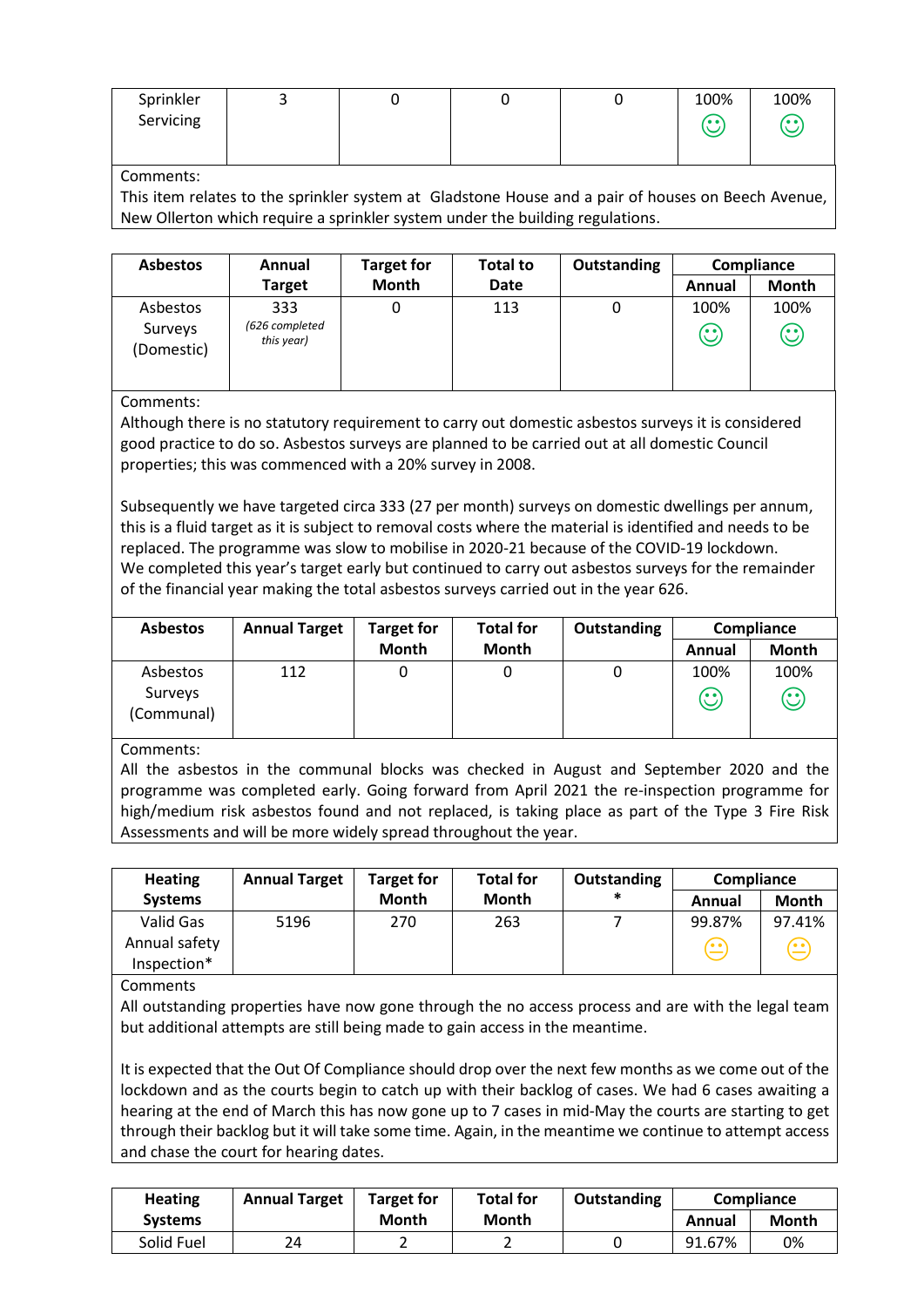| Sprinkler Servicing | 3 | 0 | 0 | 0 | 100% ☺ | 100% ☺ |
|---|---|---|---|---|---|---|

Comments:
This item relates to the sprinkler system at Gladstone House and a pair of houses on Beech Avenue, New Ollerton which require a sprinkler system under the building regulations.

| Asbestos | Annual Target | Target for Month | Total to Date | Outstanding | Compliance | |
|---|---|---|---|---|---|---|
| | | | | | Annual | Month |
| Asbestos Surveys (Domestic) | 333 *(626 completed this year)* | 0 | 113 | 0 | 100% ☺ | 100% ☺ |

Comments:
Although there is no statutory requirement to carry out domestic asbestos surveys it is considered good practice to do so. Asbestos surveys are planned to be carried out at all domestic Council properties; this was commenced with a 20% survey in 2008.

Subsequently we have targeted circa 333 (27 per month) surveys on domestic dwellings per annum, this is a fluid target as it is subject to removal costs where the material is identified and needs to be replaced. The programme was slow to mobilise in 2020-21 because of the COVID-19 lockdown. We completed this year's target early but continued to carry out asbestos surveys for the remainder of the financial year making the total asbestos surveys carried out in the year 626.

| Asbestos | Annual Target | Target for Month | Total for Month | Outstanding | Compliance | |
|---|---|---|---|---|---|---|
| | | | | | Annual | Month |
| Asbestos Surveys (Communal) | 112 | 0 | 0 | 0 | 100% ☺ | 100% ☺ |

Comments:
All the asbestos in the communal blocks was checked in August and September 2020 and the programme was completed early. Going forward from April 2021 the re-inspection programme for high/medium risk asbestos found and not replaced, is taking place as part of the Type 3 Fire Risk Assessments and will be more widely spread throughout the year.

| Heating Systems | Annual Target | Target for Month | Total for Month | Outstanding * | Compliance | |
|---|---|---|---|---|---|---|
| | | | | | Annual | Month |
| Valid Gas Annual safety Inspection* | 5196 | 270 | 263 | 7 | 99.87% 😐 | 97.41% 😐 |

Comments
All outstanding properties have now gone through the no access process and are with the legal team but additional attempts are still being made to gain access in the meantime.

It is expected that the Out Of Compliance should drop over the next few months as we come out of the lockdown and as the courts begin to catch up with their backlog of cases. We had 6 cases awaiting a hearing at the end of March this has now gone up to 7 cases in mid-May the courts are starting to get through their backlog but it will take some time. Again, in the meantime we continue to attempt access and chase the court for hearing dates.

| Heating Systems | Annual Target | Target for Month | Total for Month | Outstanding | Compliance | |
|---|---|---|---|---|---|---|
| | | | | | Annual | Month |
| Solid Fuel | 24 | 2 | 2 | 0 | 91.67% | 0% |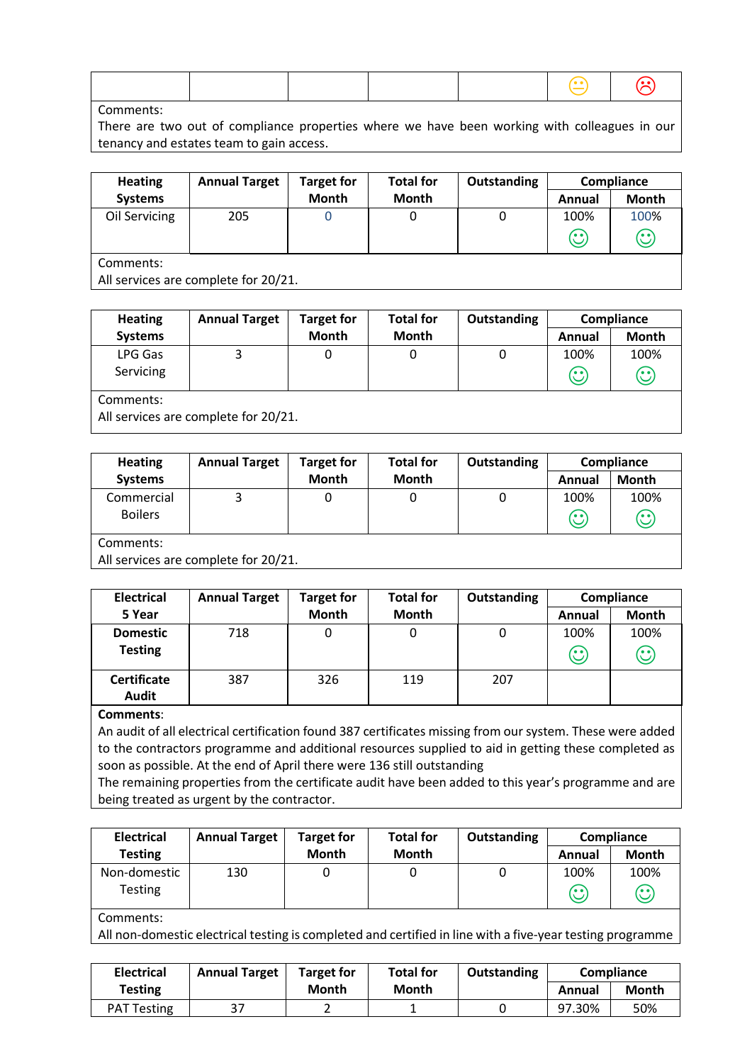| | | | | | 😐 | ☹ |
|---|---|---|---|---|---|---|

Comments:
There are two out of compliance properties where we have been working with colleagues in our tenancy and estates team to gain access.

| Heating Systems | Annual Target | Target for Month | Total for Month | Outstanding | Compliance | |
|---|---|---|---|---|---|---|
| | | | | | Annual | Month |
| Oil Servicing | 205 | 0 | 0 | 0 | 100% ☺ | 100% ☺ |

Comments:
All services are complete for 20/21.

| Heating Systems | Annual Target | Target for Month | Total for Month | Outstanding | Compliance | |
|---|---|---|---|---|---|---|
| | | | | | Annual | Month |
| LPG Gas Servicing | 3 | 0 | 0 | 0 | 100% ☺ | 100% ☺ |

Comments:
All services are complete for 20/21.

| Heating Systems | Annual Target | Target for Month | Total for Month | Outstanding | Compliance | |
|---|---|---|---|---|---|---|
| | | | | | Annual | Month |
| Commercial Boilers | 3 | 0 | 0 | 0 | 100% ☺ | 100% ☺ |

Comments:
All services are complete for 20/21.

| Electrical 5 Year | Annual Target | Target for Month | Total for Month | Outstanding | Compliance | |
|---|---|---|---|---|---|---|
| | | | | | Annual | Month |
| **Domestic Testing** | 718 | 0 | 0 | 0 | 100% ☺ | 100% ☺ |
| **Certificate Audit** | 387 | 326 | 119 | 207 | | |

**Comments**:
An audit of all electrical certification found 387 certificates missing from our system. These were added to the contractors programme and additional resources supplied to aid in getting these completed as soon as possible. At the end of April there were 136 still outstanding
The remaining properties from the certificate audit have been added to this year's programme and are being treated as urgent by the contractor.

| Electrical Testing | Annual Target | Target for Month | Total for Month | Outstanding | Compliance | |
|---|---|---|---|---|---|---|
| | | | | | Annual | Month |
| Non-domestic Testing | 130 | 0 | 0 | 0 | 100% ☺ | 100% ☺ |

Comments:
All non-domestic electrical testing is completed and certified in line with a five-year testing programme

| Electrical Testing | Annual Target | Target for Month | Total for Month | Outstanding | Compliance | |
|---|---|---|---|---|---|---|
| | | | | | Annual | Month |
| PAT Testing | 37 | 2 | 1 | 0 | 97.30% | 50% |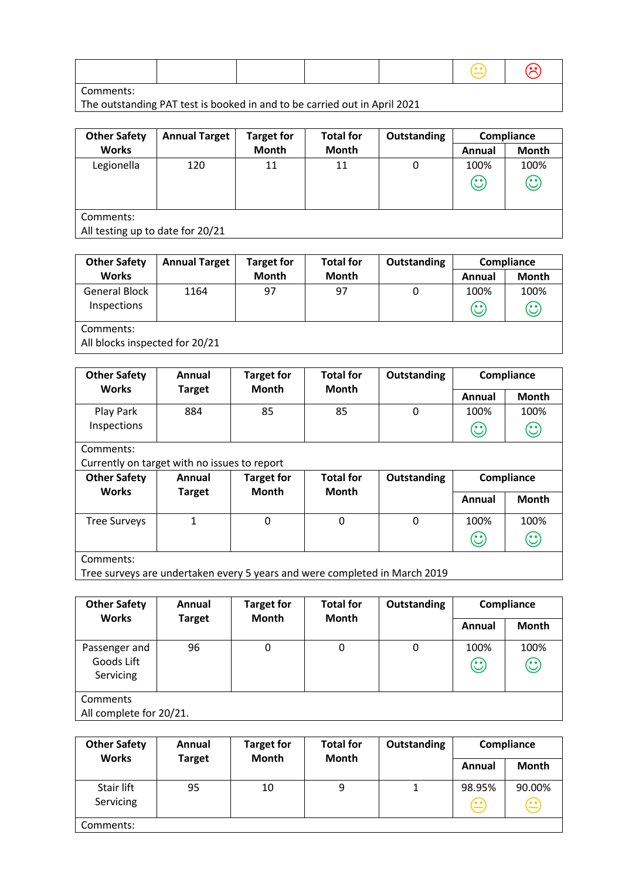| | | | | | 😐 | ☹ |
|---|---|---|---|---|---|---|

Comments:
The outstanding PAT test is booked in and to be carried out in April 2021

| Other Safety Works | Annual Target | Target for Month | Total for Month | Outstanding | Compliance | |
|---|---|---|---|---|---|---|
| | | | | | Annual | Month |
| Legionella | 120 | 11 | 11 | 0 | 100% ☺ | 100% ☺ |

Comments:
All testing up to date for 20/21

| Other Safety Works | Annual Target | Target for Month | Total for Month | Outstanding | Compliance | |
|---|---|---|---|---|---|---|
| | | | | | Annual | Month |
| General Block Inspections | 1164 | 97 | 97 | 0 | 100% ☺ | 100% ☺ |

Comments:
All blocks inspected for 20/21

| Other Safety Works | Annual Target | Target for Month | Total for Month | Outstanding | Compliance | |
|---|---|---|---|---|---|---|
| | | | | | Annual | Month |
| Play Park Inspections | 884 | 85 | 85 | 0 | 100% ☺ | 100% ☺ |

Comments:
Currently on target with no issues to report

| Other Safety Works | Annual Target | Target for Month | Total for Month | Outstanding | Compliance | |
|---|---|---|---|---|---|---|
| | | | | | Annual | Month |
| Tree Surveys | 1 | 0 | 0 | 0 | 100% ☺ | 100% ☺ |

Comments:
Tree surveys are undertaken every 5 years and were completed in March 2019

| Other Safety Works | Annual Target | Target for Month | Total for Month | Outstanding | Compliance | |
|---|---|---|---|---|---|---|
| | | | | | Annual | Month |
| Passenger and Goods Lift Servicing | 96 | 0 | 0 | 0 | 100% ☺ | 100% ☺ |

Comments
All complete for 20/21.

| Other Safety Works | Annual Target | Target for Month | Total for Month | Outstanding | Compliance | |
|---|---|---|---|---|---|---|
| | | | | | Annual | Month |
| Stair lift Servicing | 95 | 10 | 9 | 1 | 98.95% 😐 | 90.00% 😐 |

Comments: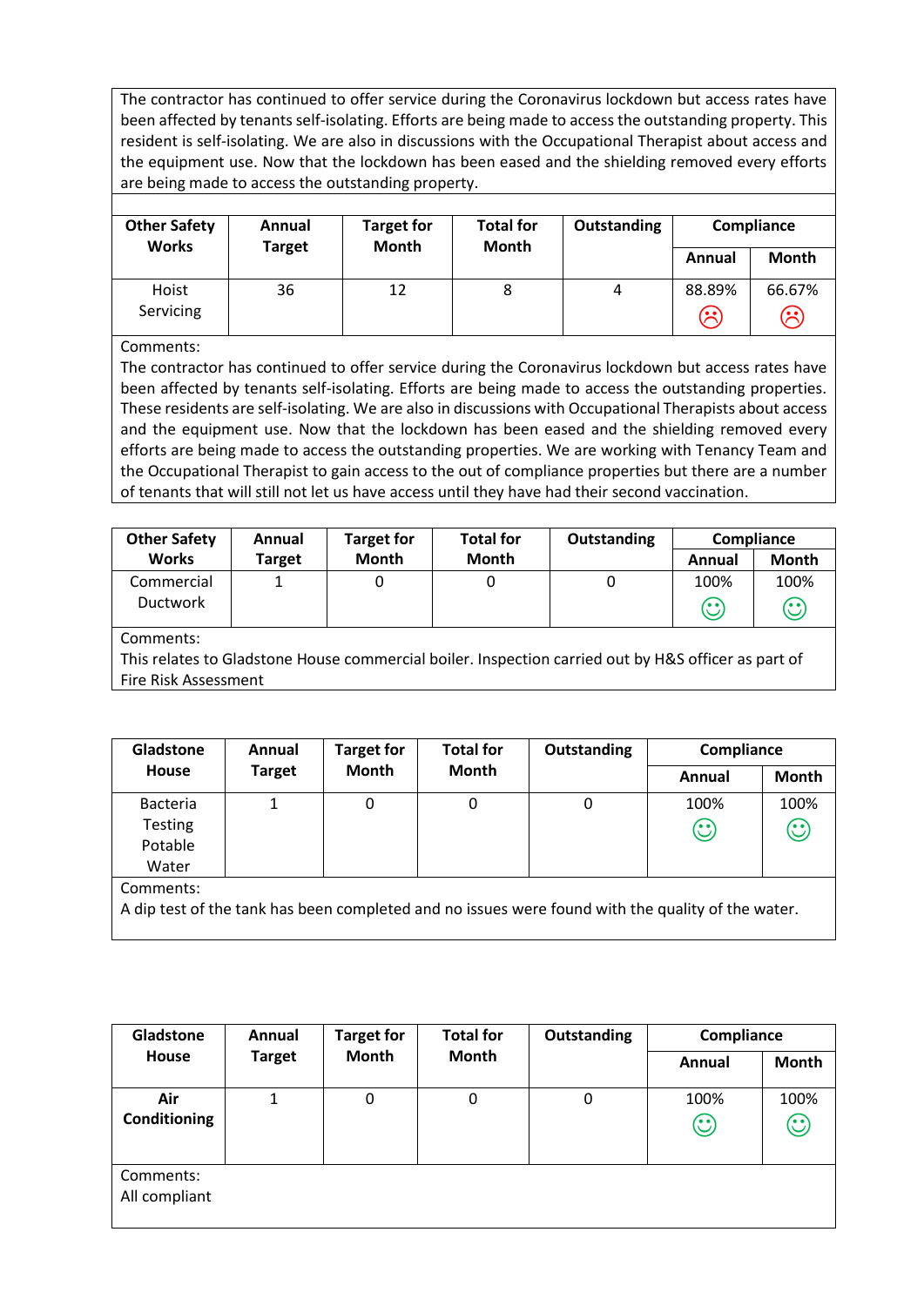The contractor has continued to offer service during the Coronavirus lockdown but access rates have been affected by tenants self-isolating. Efforts are being made to access the outstanding property. This resident is self-isolating. We are also in discussions with the Occupational Therapist about access and the equipment use. Now that the lockdown has been eased and the shielding removed every efforts are being made to access the outstanding property.

| Other Safety Works | Annual Target | Target for Month | Total for Month | Outstanding | Compliance | |
|---|---|---|---|---|---|---|
| | | | | | Annual | Month |
| Hoist Servicing | 36 | 12 | 8 | 4 | 88.89% ☹ | 66.67% ☹ |

Comments:
The contractor has continued to offer service during the Coronavirus lockdown but access rates have been affected by tenants self-isolating. Efforts are being made to access the outstanding properties. These residents are self-isolating. We are also in discussions with Occupational Therapists about access and the equipment use. Now that the lockdown has been eased and the shielding removed every efforts are being made to access the outstanding properties. We are working with Tenancy Team and the Occupational Therapist to gain access to the out of compliance properties but there are a number of tenants that will still not let us have access until they have had their second vaccination.

| Other Safety Works | Annual Target | Target for Month | Total for Month | Outstanding | Compliance | |
|---|---|---|---|---|---|---|
| | | | | | Annual | Month |
| Commercial Ductwork | 1 | 0 | 0 | 0 | 100% ☺ | 100% ☺ |

Comments:
This relates to Gladstone House commercial boiler. Inspection carried out by H&S officer as part of Fire Risk Assessment

| Gladstone House | Annual Target | Target for Month | Total for Month | Outstanding | Compliance | |
|---|---|---|---|---|---|---|
| | | | | | Annual | Month |
| Bacteria Testing Potable Water | 1 | 0 | 0 | 0 | 100% ☺ | 100% ☺ |

Comments:
A dip test of the tank has been completed and no issues were found with the quality of the water.

| Gladstone House | Annual Target | Target for Month | Total for Month | Outstanding | Compliance | |
|---|---|---|---|---|---|---|
| | | | | | Annual | Month |
| **Air Conditioning** | 1 | 0 | 0 | 0 | 100% ☺ | 100% ☺ |

Comments:
All compliant